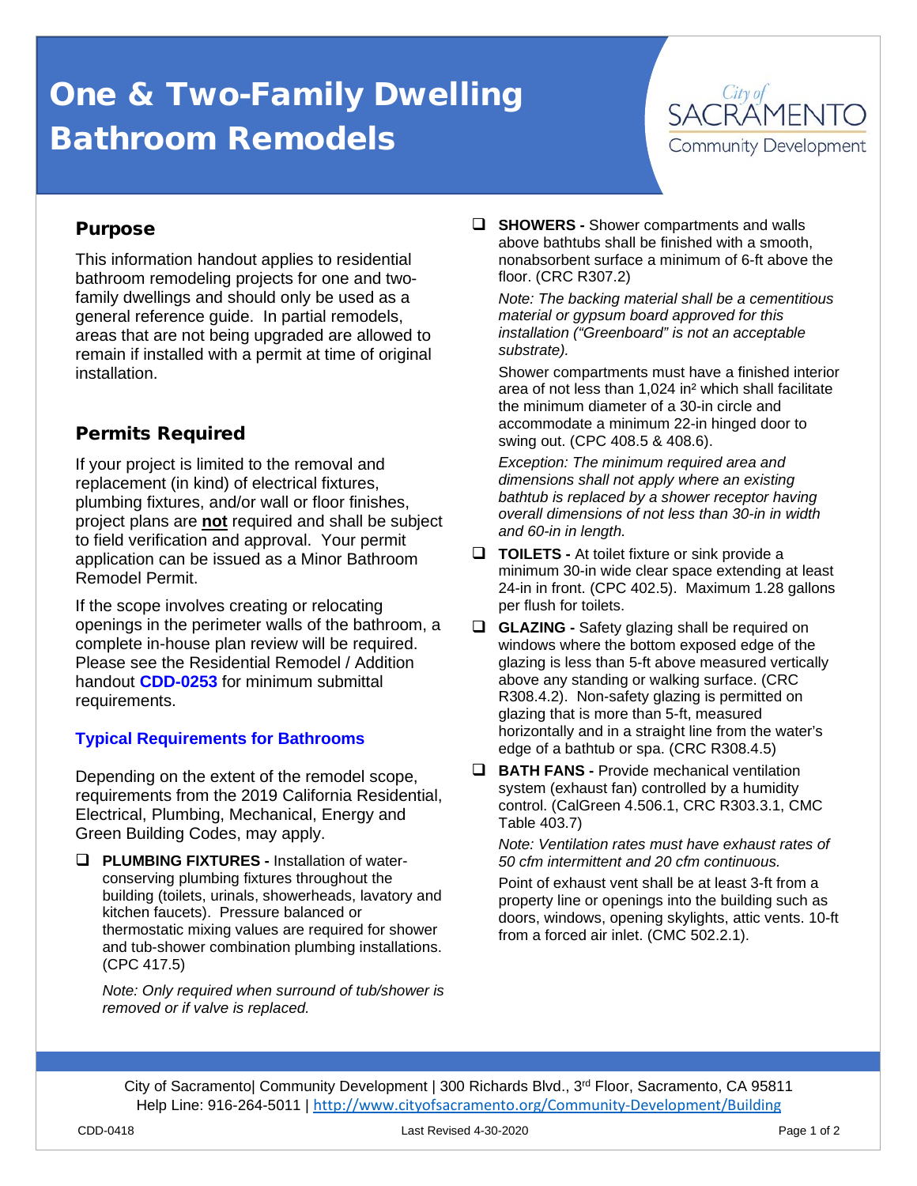# One & Two-Family Dwelling Bathroom Remodels

City of SACRAMENTO Community Development

## Purpose

This information handout applies to residential bathroom remodeling projects for one and two-family dwellings and should only be used as a general reference guide. In partial remodels, areas that are not being upgraded are allowed to remain if installed with a permit at time of original installation.

## Permits Required

If your project is limited to the removal and replacement (in kind) of electrical fixtures, plumbing fixtures, and/or wall or floor finishes, project plans are **not** required and shall be subject to field verification and approval. Your permit application can be issued as a Minor Bathroom Remodel Permit.

If the scope involves creating or relocating openings in the perimeter walls of the bathroom, a complete in-house plan review will be required. Please see the Residential Remodel / Addition handout **CDD-0253** for minimum submittal requirements.

### Typical Requirements for Bathrooms

Depending on the extent of the remodel scope, requirements from the 2019 California Residential, Electrical, Plumbing, Mechanical, Energy and Green Building Codes, may apply.

- ❑ **PLUMBING FIXTURES -** Installation of water-conserving plumbing fixtures throughout the building (toilets, urinals, showerheads, lavatory and kitchen faucets). Pressure balanced or thermostatic mixing values are required for shower and tub-shower combination plumbing installations. (CPC 417.5)

  *Note: Only required when surround of tub/shower is removed or if valve is replaced.*

- ❑ **SHOWERS -** Shower compartments and walls above bathtubs shall be finished with a smooth, nonabsorbent surface a minimum of 6-ft above the floor. (CRC R307.2)

  *Note: The backing material shall be a cementitious material or gypsum board approved for this installation ("Greenboard" is not an acceptable substrate).*

  Shower compartments must have a finished interior area of not less than 1,024 in² which shall facilitate the minimum diameter of a 30-in circle and accommodate a minimum 22-in hinged door to swing out. (CPC 408.5 & 408.6).

  *Exception: The minimum required area and dimensions shall not apply where an existing bathtub is replaced by a shower receptor having overall dimensions of not less than 30-in in width and 60-in in length.*

- ❑ **TOILETS -** At toilet fixture or sink provide a minimum 30-in wide clear space extending at least 24-in in front. (CPC 402.5). Maximum 1.28 gallons per flush for toilets.

- ❑ **GLAZING -** Safety glazing shall be required on windows where the bottom exposed edge of the glazing is less than 5-ft above measured vertically above any standing or walking surface. (CRC R308.4.2). Non-safety glazing is permitted on glazing that is more than 5-ft, measured horizontally and in a straight line from the water's edge of a bathtub or spa. (CRC R308.4.5)

- ❑ **BATH FANS -** Provide mechanical ventilation system (exhaust fan) controlled by a humidity control. (CalGreen 4.506.1, CRC R303.3.1, CMC Table 403.7)

  *Note: Ventilation rates must have exhaust rates of 50 cfm intermittent and 20 cfm continuous.*

  Point of exhaust vent shall be at least 3-ft from a property line or openings into the building such as doors, windows, opening skylights, attic vents. 10-ft from a forced air inlet. (CMC 502.2.1).

City of Sacramento| Community Development | 300 Richards Blvd., 3rd Floor, Sacramento, CA 95811
Help Line: 916-264-5011 | http://www.cityofsacramento.org/Community-Development/Building

CDD-0418 Last Revised 4-30-2020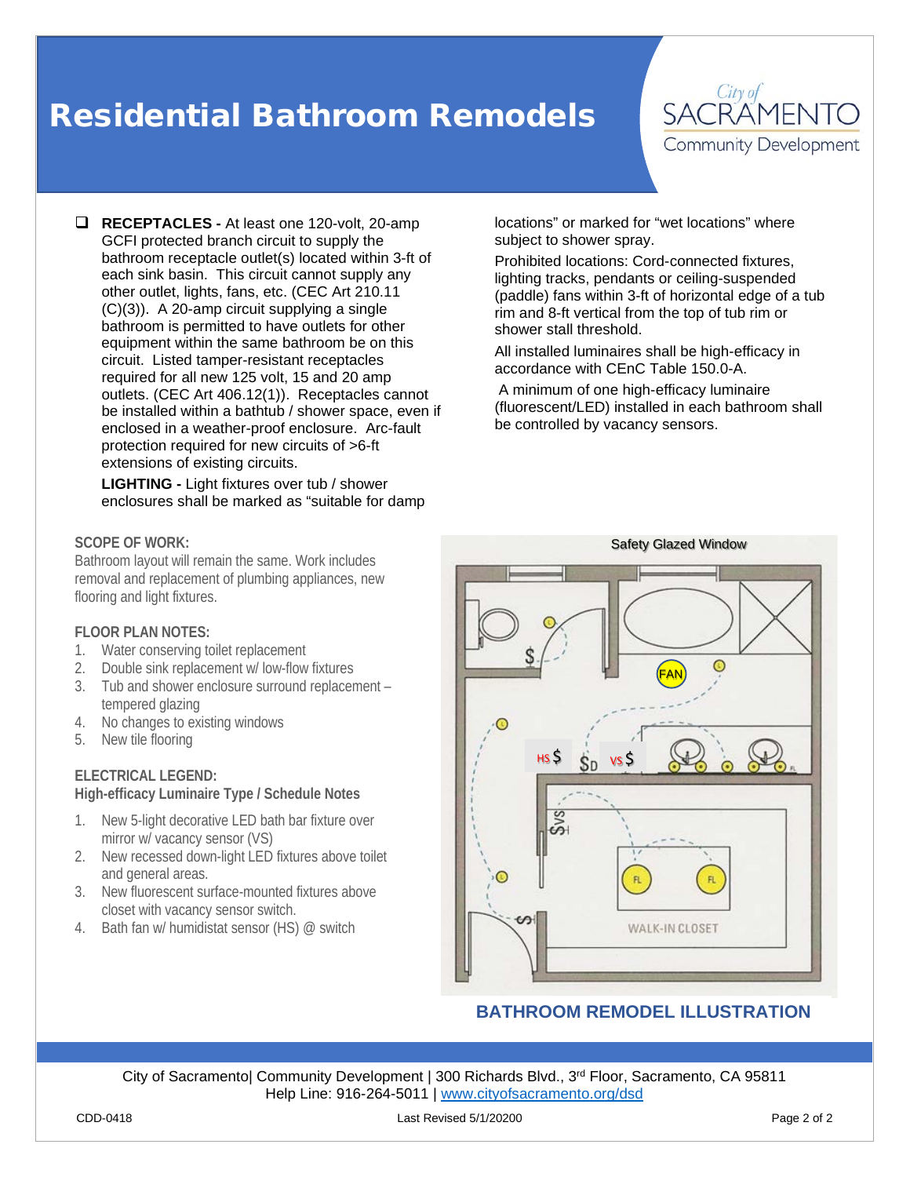# Residential Bathroom Remodels

City of SACRAMENTO Community Development

- ❑ **RECEPTACLES -** At least one 120-volt, 20-amp GCFI protected branch circuit to supply the bathroom receptacle outlet(s) located within 3-ft of each sink basin. This circuit cannot supply any other outlet, lights, fans, etc. (CEC Art 210.11 (C)(3)). A 20-amp circuit supplying a single bathroom is permitted to have outlets for other equipment within the same bathroom be on this circuit. Listed tamper-resistant receptacles required for all new 125 volt, 15 and 20 amp outlets. (CEC Art 406.12(1)). Receptacles cannot be installed within a bathtub / shower space, even if enclosed in a weather-proof enclosure. Arc-fault protection required for new circuits of >6-ft extensions of existing circuits.

  **LIGHTING -** Light fixtures over tub / shower enclosures shall be marked as "suitable for damp locations" or marked for "wet locations" where subject to shower spray.

  Prohibited locations: Cord-connected fixtures, lighting tracks, pendants or ceiling-suspended (paddle) fans within 3-ft of horizontal edge of a tub rim and 8-ft vertical from the top of tub rim or shower stall threshold.

  All installed luminaires shall be high-efficacy in accordance with CEnC Table 150.0-A.

  A minimum of one high-efficacy luminaire (fluorescent/LED) installed in each bathroom shall be controlled by vacancy sensors.

**SCOPE OF WORK:**

Bathroom layout will remain the same. Work includes removal and replacement of plumbing appliances, new flooring and light fixtures.

**FLOOR PLAN NOTES:**

1. Water conserving toilet replacement
2. Double sink replacement w/ low-flow fixtures
3. Tub and shower enclosure surround replacement – tempered glazing
4. No changes to existing windows
5. New tile flooring

**ELECTRICAL LEGEND:**

**High-efficacy Luminaire Type / Schedule Notes**

1. New 5-light decorative LED bath bar fixture over mirror w/ vacancy sensor (VS)
2. New recessed down-light LED fixtures above toilet and general areas.
3. New fluorescent surface-mounted fixtures above closet with vacancy sensor switch.
4. Bath fan w/ humidistat sensor (HS) @ switch

Safety Glazed Window

FAN

HS $ $D VS $

$VS

FL FL

WALK-IN CLOSET

**BATHROOM REMODEL ILLUSTRATION**

City of Sacramento| Community Development | 300 Richards Blvd., 3rd Floor, Sacramento, CA 95811
Help Line: 916-264-5011 | www.cityofsacramento.org/dsd

CDD-0418 Last Revised 5/1/20200